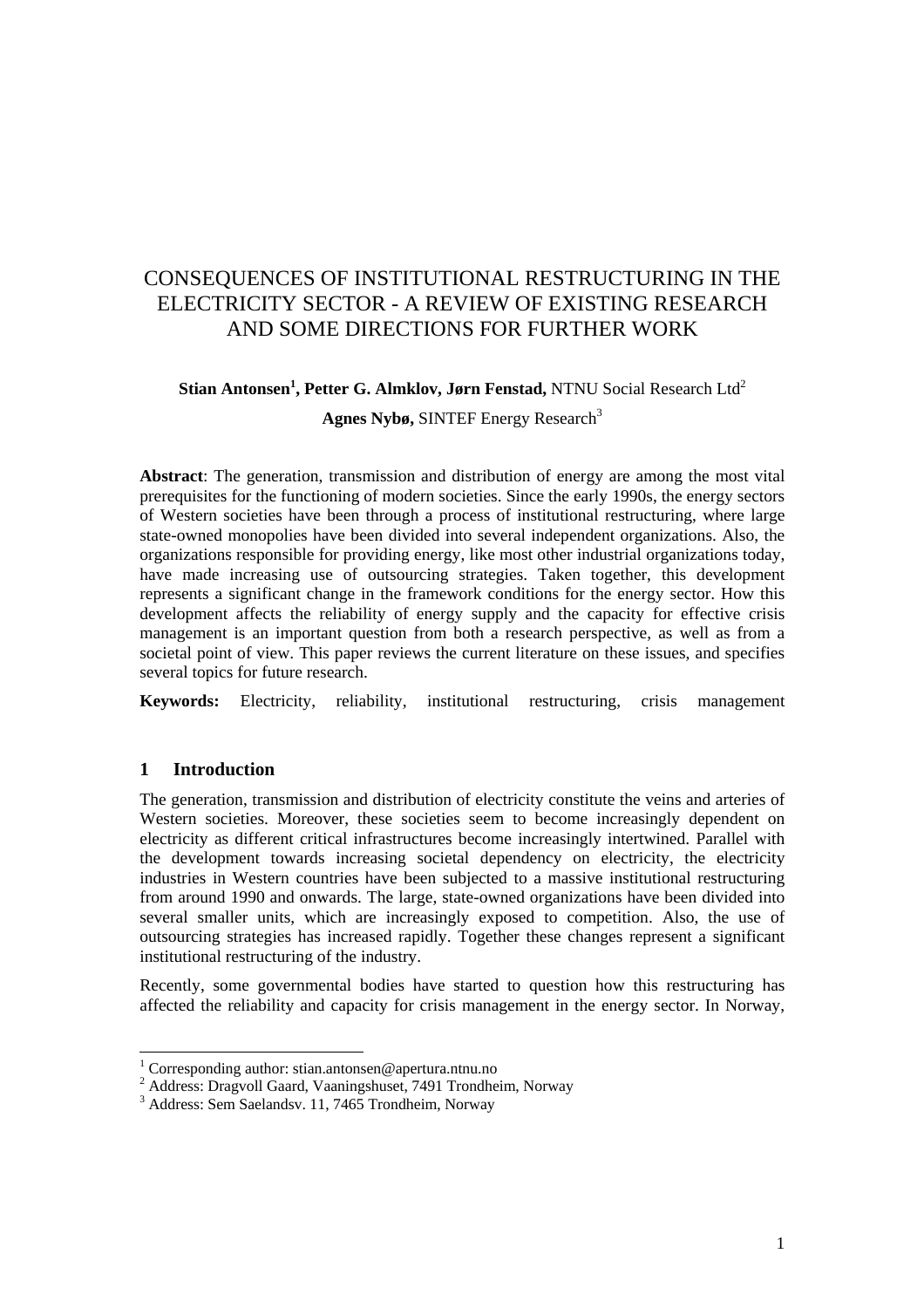# CONSEQUENCES OF INSTITUTIONAL RESTRUCTURING IN THE ELECTRICITY SECTOR - A REVIEW OF EXISTING RESEARCH AND SOME DIRECTIONS FOR FURTHER WORK

**Stian Antonsen[1], Petter G. Almklov, Jørn Fenstad,** NTNU Social Research Ltd[2]

**Agnes Nybø,** SINTEF Energy Research[3]

**Abstract**: The generation, transmission and distribution of energy are among the most vital prerequisites for the functioning of modern societies. Since the early 1990s, the energy sectors of Western societies have been through a process of institutional restructuring, where large state-owned monopolies have been divided into several independent organizations. Also, the organizations responsible for providing energy, like most other industrial organizations today, have made increasing use of outsourcing strategies. Taken together, this development represents a significant change in the framework conditions for the energy sector. How this development affects the reliability of energy supply and the capacity for effective crisis management is an important question from both a research perspective, as well as from a societal point of view. This paper reviews the current literature on these issues, and specifies several topics for future research.

**Keywords:** Electricity, reliability, institutional restructuring, crisis management

## 1 Introduction

The generation, transmission and distribution of electricity constitute the veins and arteries of Western societies. Moreover, these societies seem to become increasingly dependent on electricity as different critical infrastructures become increasingly intertwined. Parallel with the development towards increasing societal dependency on electricity, the electricity industries in Western countries have been subjected to a massive institutional restructuring from around 1990 and onwards. The large, state-owned organizations have been divided into several smaller units, which are increasingly exposed to competition. Also, the use of outsourcing strategies has increased rapidly. Together these changes represent a significant institutional restructuring of the industry.

Recently, some governmental bodies have started to question how this restructuring has affected the reliability and capacity for crisis management in the energy sector. In Norway,

[1] Corresponding author: stian.antonsen@apertura.ntnu.no

[2] Address: Dragvoll Gaard, Vaaningshuset, 7491 Trondheim, Norway

[3] Address: Sem Saelandsv. 11, 7465 Trondheim, Norway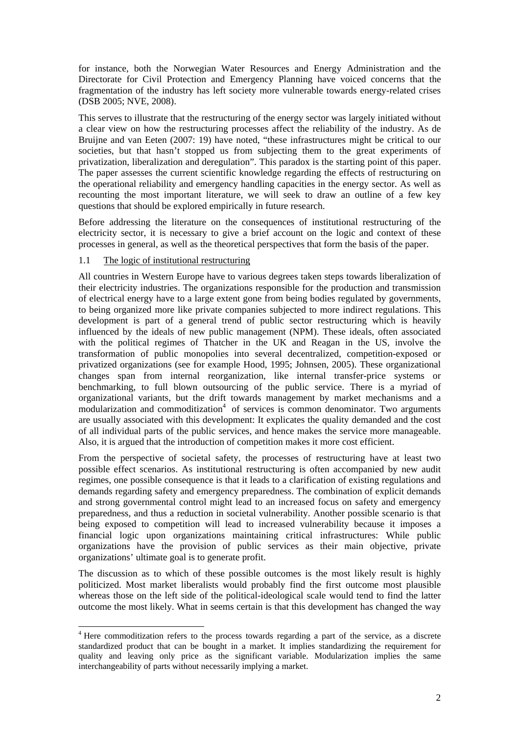for instance, both the Norwegian Water Resources and Energy Administration and the Directorate for Civil Protection and Emergency Planning have voiced concerns that the fragmentation of the industry has left society more vulnerable towards energy-related crises (DSB 2005; NVE, 2008).

This serves to illustrate that the restructuring of the energy sector was largely initiated without a clear view on how the restructuring processes affect the reliability of the industry. As de Bruijne and van Eeten (2007: 19) have noted, "these infrastructures might be critical to our societies, but that hasn't stopped us from subjecting them to the great experiments of privatization, liberalization and deregulation". This paradox is the starting point of this paper. The paper assesses the current scientific knowledge regarding the effects of restructuring on the operational reliability and emergency handling capacities in the energy sector. As well as recounting the most important literature, we will seek to draw an outline of a few key questions that should be explored empirically in future research.

Before addressing the literature on the consequences of institutional restructuring of the electricity sector, it is necessary to give a brief account on the logic and context of these processes in general, as well as the theoretical perspectives that form the basis of the paper.

### 1.1 The logic of institutional restructuring

All countries in Western Europe have to various degrees taken steps towards liberalization of their electricity industries. The organizations responsible for the production and transmission of electrical energy have to a large extent gone from being bodies regulated by governments, to being organized more like private companies subjected to more indirect regulations. This development is part of a general trend of public sector restructuring which is heavily influenced by the ideals of new public management (NPM). These ideals, often associated with the political regimes of Thatcher in the UK and Reagan in the US, involve the transformation of public monopolies into several decentralized, competition-exposed or privatized organizations (see for example Hood, 1995; Johnsen, 2005). These organizational changes span from internal reorganization, like internal transfer-price systems or benchmarking, to full blown outsourcing of the public service. There is a myriad of organizational variants, but the drift towards management by market mechanisms and a modularization and commoditization[4] of services is common denominator. Two arguments are usually associated with this development: It explicates the quality demanded and the cost of all individual parts of the public services, and hence makes the service more manageable. Also, it is argued that the introduction of competition makes it more cost efficient.

From the perspective of societal safety, the processes of restructuring have at least two possible effect scenarios. As institutional restructuring is often accompanied by new audit regimes, one possible consequence is that it leads to a clarification of existing regulations and demands regarding safety and emergency preparedness. The combination of explicit demands and strong governmental control might lead to an increased focus on safety and emergency preparedness, and thus a reduction in societal vulnerability. Another possible scenario is that being exposed to competition will lead to increased vulnerability because it imposes a financial logic upon organizations maintaining critical infrastructures: While public organizations have the provision of public services as their main objective, private organizations' ultimate goal is to generate profit.

The discussion as to which of these possible outcomes is the most likely result is highly politicized. Most market liberalists would probably find the first outcome most plausible whereas those on the left side of the political-ideological scale would tend to find the latter outcome the most likely. What in seems certain is that this development has changed the way

---

[4] Here commoditization refers to the process towards regarding a part of the service, as a discrete standardized product that can be bought in a market. It implies standardizing the requirement for quality and leaving only price as the significant variable. Modularization implies the same interchangeability of parts without necessarily implying a market.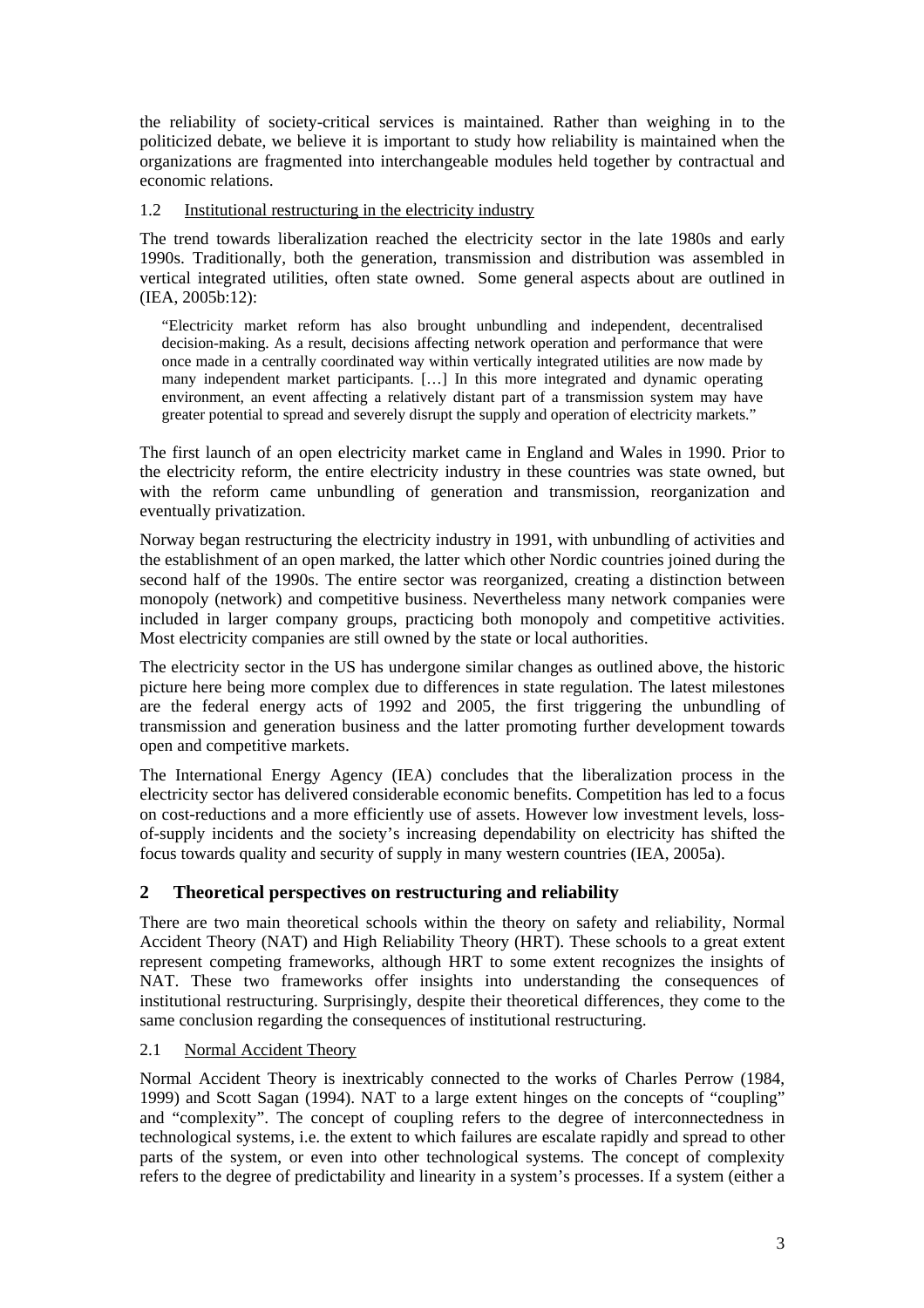the reliability of society-critical services is maintained. Rather than weighing in to the politicized debate, we believe it is important to study how reliability is maintained when the organizations are fragmented into interchangeable modules held together by contractual and economic relations.

### 1.2 Institutional restructuring in the electricity industry

The trend towards liberalization reached the electricity sector in the late 1980s and early 1990s. Traditionally, both the generation, transmission and distribution was assembled in vertical integrated utilities, often state owned. Some general aspects about are outlined in (IEA, 2005b:12):

> "Electricity market reform has also brought unbundling and independent, decentralised decision-making. As a result, decisions affecting network operation and performance that were once made in a centrally coordinated way within vertically integrated utilities are now made by many independent market participants. […] In this more integrated and dynamic operating environment, an event affecting a relatively distant part of a transmission system may have greater potential to spread and severely disrupt the supply and operation of electricity markets."

The first launch of an open electricity market came in England and Wales in 1990. Prior to the electricity reform, the entire electricity industry in these countries was state owned, but with the reform came unbundling of generation and transmission, reorganization and eventually privatization.

Norway began restructuring the electricity industry in 1991, with unbundling of activities and the establishment of an open marked, the latter which other Nordic countries joined during the second half of the 1990s. The entire sector was reorganized, creating a distinction between monopoly (network) and competitive business. Nevertheless many network companies were included in larger company groups, practicing both monopoly and competitive activities. Most electricity companies are still owned by the state or local authorities.

The electricity sector in the US has undergone similar changes as outlined above, the historic picture here being more complex due to differences in state regulation. The latest milestones are the federal energy acts of 1992 and 2005, the first triggering the unbundling of transmission and generation business and the latter promoting further development towards open and competitive markets.

The International Energy Agency (IEA) concludes that the liberalization process in the electricity sector has delivered considerable economic benefits. Competition has led to a focus on cost-reductions and a more efficiently use of assets. However low investment levels, loss-of-supply incidents and the society's increasing dependability on electricity has shifted the focus towards quality and security of supply in many western countries (IEA, 2005a).

## 2 Theoretical perspectives on restructuring and reliability

There are two main theoretical schools within the theory on safety and reliability, Normal Accident Theory (NAT) and High Reliability Theory (HRT). These schools to a great extent represent competing frameworks, although HRT to some extent recognizes the insights of NAT. These two frameworks offer insights into understanding the consequences of institutional restructuring. Surprisingly, despite their theoretical differences, they come to the same conclusion regarding the consequences of institutional restructuring.

### 2.1 Normal Accident Theory

Normal Accident Theory is inextricably connected to the works of Charles Perrow (1984, 1999) and Scott Sagan (1994). NAT to a large extent hinges on the concepts of "coupling" and "complexity". The concept of coupling refers to the degree of interconnectedness in technological systems, i.e. the extent to which failures are escalate rapidly and spread to other parts of the system, or even into other technological systems. The concept of complexity refers to the degree of predictability and linearity in a system's processes. If a system (either a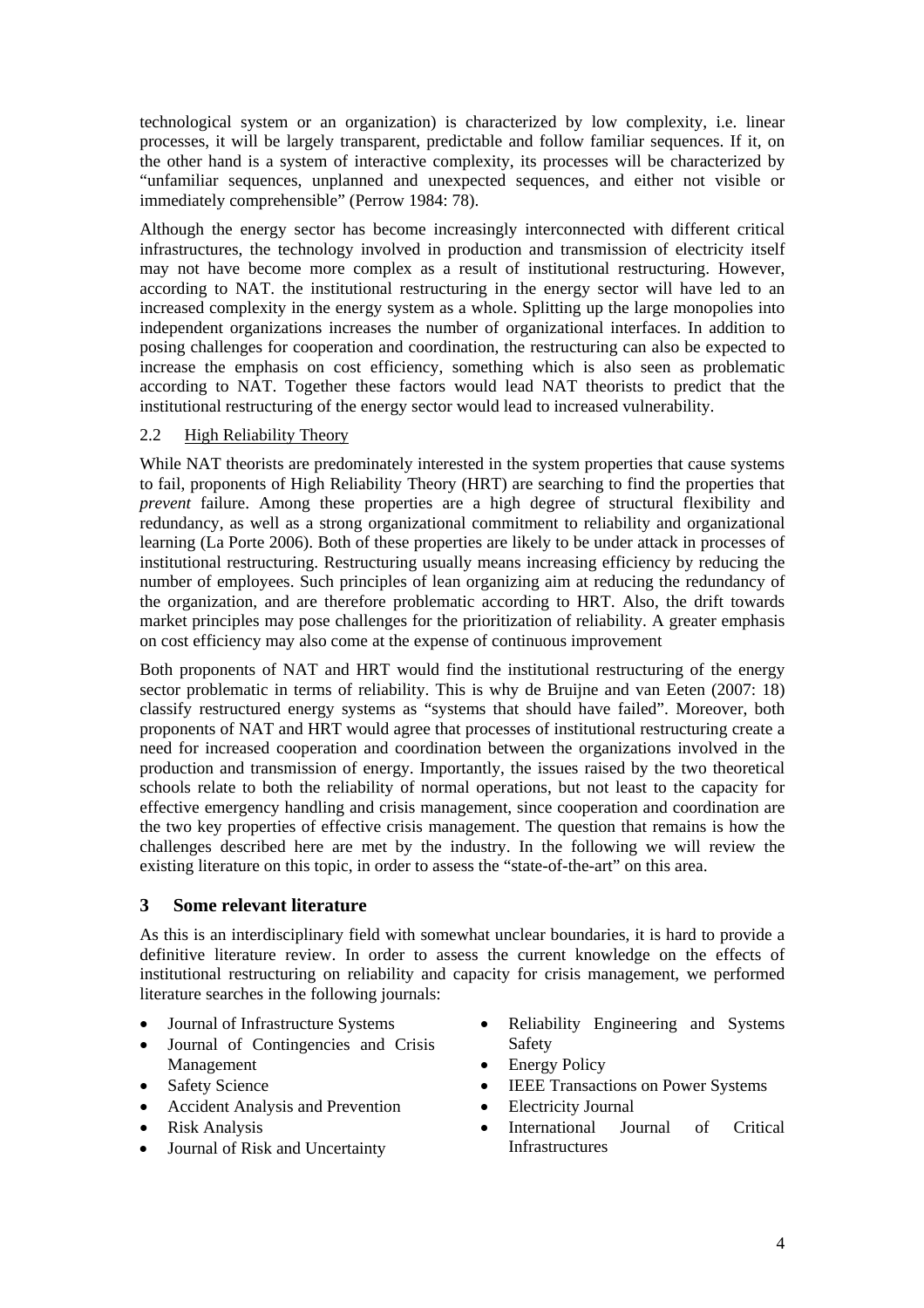technological system or an organization) is characterized by low complexity, i.e. linear processes, it will be largely transparent, predictable and follow familiar sequences. If it, on the other hand is a system of interactive complexity, its processes will be characterized by "unfamiliar sequences, unplanned and unexpected sequences, and either not visible or immediately comprehensible" (Perrow 1984: 78).

Although the energy sector has become increasingly interconnected with different critical infrastructures, the technology involved in production and transmission of electricity itself may not have become more complex as a result of institutional restructuring. However, according to NAT. the institutional restructuring in the energy sector will have led to an increased complexity in the energy system as a whole. Splitting up the large monopolies into independent organizations increases the number of organizational interfaces. In addition to posing challenges for cooperation and coordination, the restructuring can also be expected to increase the emphasis on cost efficiency, something which is also seen as problematic according to NAT. Together these factors would lead NAT theorists to predict that the institutional restructuring of the energy sector would lead to increased vulnerability.

### 2.2 High Reliability Theory

While NAT theorists are predominately interested in the system properties that cause systems to fail, proponents of High Reliability Theory (HRT) are searching to find the properties that *prevent* failure. Among these properties are a high degree of structural flexibility and redundancy, as well as a strong organizational commitment to reliability and organizational learning (La Porte 2006). Both of these properties are likely to be under attack in processes of institutional restructuring. Restructuring usually means increasing efficiency by reducing the number of employees. Such principles of lean organizing aim at reducing the redundancy of the organization, and are therefore problematic according to HRT. Also, the drift towards market principles may pose challenges for the prioritization of reliability. A greater emphasis on cost efficiency may also come at the expense of continuous improvement

Both proponents of NAT and HRT would find the institutional restructuring of the energy sector problematic in terms of reliability. This is why de Bruijne and van Eeten (2007: 18) classify restructured energy systems as "systems that should have failed". Moreover, both proponents of NAT and HRT would agree that processes of institutional restructuring create a need for increased cooperation and coordination between the organizations involved in the production and transmission of energy. Importantly, the issues raised by the two theoretical schools relate to both the reliability of normal operations, but not least to the capacity for effective emergency handling and crisis management, since cooperation and coordination are the two key properties of effective crisis management. The question that remains is how the challenges described here are met by the industry. In the following we will review the existing literature on this topic, in order to assess the "state-of-the-art" on this area.

## 3 Some relevant literature

As this is an interdisciplinary field with somewhat unclear boundaries, it is hard to provide a definitive literature review. In order to assess the current knowledge on the effects of institutional restructuring on reliability and capacity for crisis management, we performed literature searches in the following journals:

- Journal of Infrastructure Systems
- Journal of Contingencies and Crisis Management
- Safety Science
- Accident Analysis and Prevention
- Risk Analysis
- Journal of Risk and Uncertainty
- Reliability Engineering and Systems Safety
- Energy Policy
- IEEE Transactions on Power Systems
- Electricity Journal
- International Journal of Critical Infrastructures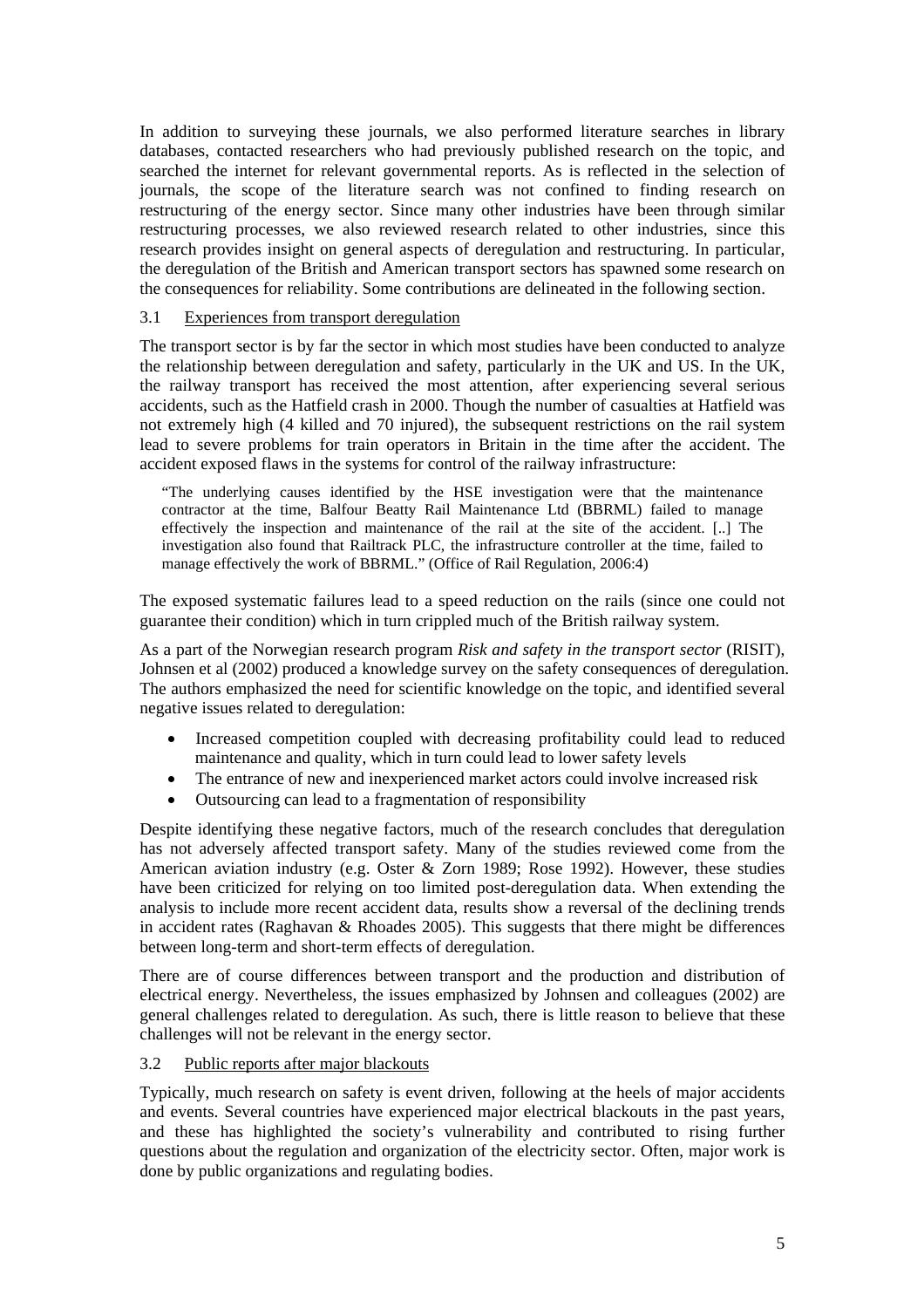In addition to surveying these journals, we also performed literature searches in library databases, contacted researchers who had previously published research on the topic, and searched the internet for relevant governmental reports. As is reflected in the selection of journals, the scope of the literature search was not confined to finding research on restructuring of the energy sector. Since many other industries have been through similar restructuring processes, we also reviewed research related to other industries, since this research provides insight on general aspects of deregulation and restructuring. In particular, the deregulation of the British and American transport sectors has spawned some research on the consequences for reliability. Some contributions are delineated in the following section.

### 3.1 Experiences from transport deregulation

The transport sector is by far the sector in which most studies have been conducted to analyze the relationship between deregulation and safety, particularly in the UK and US. In the UK, the railway transport has received the most attention, after experiencing several serious accidents, such as the Hatfield crash in 2000. Though the number of casualties at Hatfield was not extremely high (4 killed and 70 injured), the subsequent restrictions on the rail system lead to severe problems for train operators in Britain in the time after the accident. The accident exposed flaws in the systems for control of the railway infrastructure:

> "The underlying causes identified by the HSE investigation were that the maintenance contractor at the time, Balfour Beatty Rail Maintenance Ltd (BBRML) failed to manage effectively the inspection and maintenance of the rail at the site of the accident. [..] The investigation also found that Railtrack PLC, the infrastructure controller at the time, failed to manage effectively the work of BBRML." (Office of Rail Regulation, 2006:4)

The exposed systematic failures lead to a speed reduction on the rails (since one could not guarantee their condition) which in turn crippled much of the British railway system.

As a part of the Norwegian research program *Risk and safety in the transport sector* (RISIT), Johnsen et al (2002) produced a knowledge survey on the safety consequences of deregulation. The authors emphasized the need for scientific knowledge on the topic, and identified several negative issues related to deregulation:

- Increased competition coupled with decreasing profitability could lead to reduced maintenance and quality, which in turn could lead to lower safety levels
- The entrance of new and inexperienced market actors could involve increased risk
- Outsourcing can lead to a fragmentation of responsibility

Despite identifying these negative factors, much of the research concludes that deregulation has not adversely affected transport safety. Many of the studies reviewed come from the American aviation industry (e.g. Oster & Zorn 1989; Rose 1992). However, these studies have been criticized for relying on too limited post-deregulation data. When extending the analysis to include more recent accident data, results show a reversal of the declining trends in accident rates (Raghavan & Rhoades 2005). This suggests that there might be differences between long-term and short-term effects of deregulation.

There are of course differences between transport and the production and distribution of electrical energy. Nevertheless, the issues emphasized by Johnsen and colleagues (2002) are general challenges related to deregulation. As such, there is little reason to believe that these challenges will not be relevant in the energy sector.

### 3.2 Public reports after major blackouts

Typically, much research on safety is event driven, following at the heels of major accidents and events. Several countries have experienced major electrical blackouts in the past years, and these has highlighted the society's vulnerability and contributed to rising further questions about the regulation and organization of the electricity sector. Often, major work is done by public organizations and regulating bodies.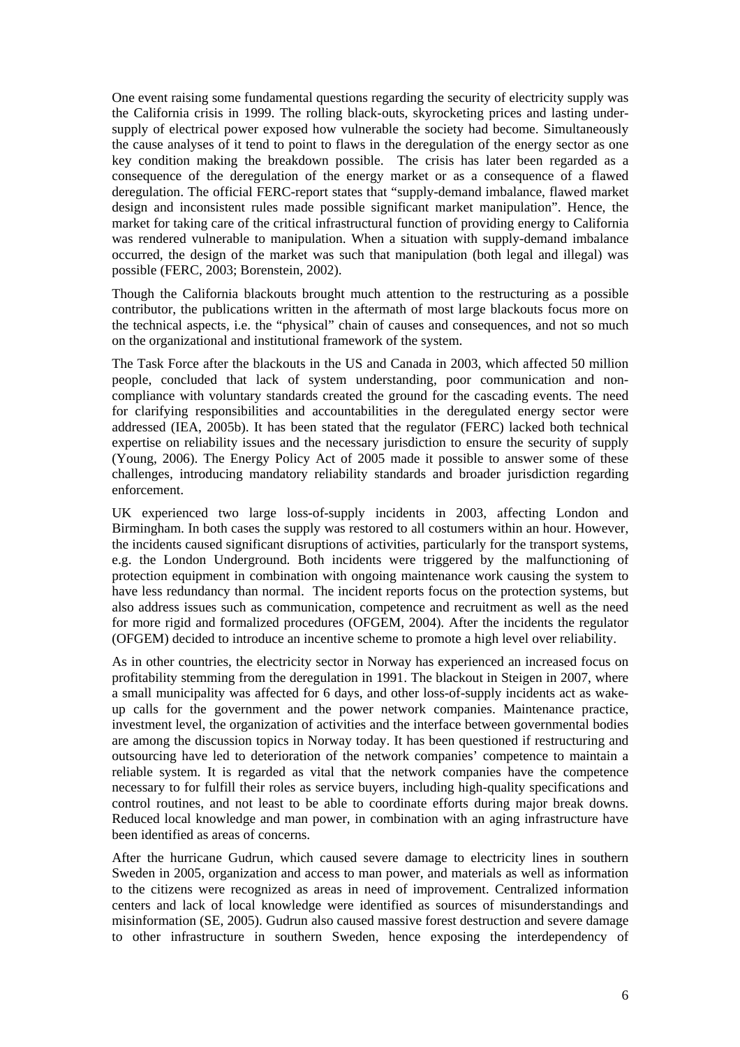One event raising some fundamental questions regarding the security of electricity supply was the California crisis in 1999. The rolling black-outs, skyrocketing prices and lasting under-supply of electrical power exposed how vulnerable the society had become. Simultaneously the cause analyses of it tend to point to flaws in the deregulation of the energy sector as one key condition making the breakdown possible. The crisis has later been regarded as a consequence of the deregulation of the energy market or as a consequence of a flawed deregulation. The official FERC-report states that "supply-demand imbalance, flawed market design and inconsistent rules made possible significant market manipulation". Hence, the market for taking care of the critical infrastructural function of providing energy to California was rendered vulnerable to manipulation. When a situation with supply-demand imbalance occurred, the design of the market was such that manipulation (both legal and illegal) was possible (FERC, 2003; Borenstein, 2002).

Though the California blackouts brought much attention to the restructuring as a possible contributor, the publications written in the aftermath of most large blackouts focus more on the technical aspects, i.e. the "physical" chain of causes and consequences, and not so much on the organizational and institutional framework of the system.

The Task Force after the blackouts in the US and Canada in 2003, which affected 50 million people, concluded that lack of system understanding, poor communication and non-compliance with voluntary standards created the ground for the cascading events. The need for clarifying responsibilities and accountabilities in the deregulated energy sector were addressed (IEA, 2005b). It has been stated that the regulator (FERC) lacked both technical expertise on reliability issues and the necessary jurisdiction to ensure the security of supply (Young, 2006). The Energy Policy Act of 2005 made it possible to answer some of these challenges, introducing mandatory reliability standards and broader jurisdiction regarding enforcement.

UK experienced two large loss-of-supply incidents in 2003, affecting London and Birmingham. In both cases the supply was restored to all costumers within an hour. However, the incidents caused significant disruptions of activities, particularly for the transport systems, e.g. the London Underground. Both incidents were triggered by the malfunctioning of protection equipment in combination with ongoing maintenance work causing the system to have less redundancy than normal. The incident reports focus on the protection systems, but also address issues such as communication, competence and recruitment as well as the need for more rigid and formalized procedures (OFGEM, 2004). After the incidents the regulator (OFGEM) decided to introduce an incentive scheme to promote a high level over reliability.

As in other countries, the electricity sector in Norway has experienced an increased focus on profitability stemming from the deregulation in 1991. The blackout in Steigen in 2007, where a small municipality was affected for 6 days, and other loss-of-supply incidents act as wake-up calls for the government and the power network companies. Maintenance practice, investment level, the organization of activities and the interface between governmental bodies are among the discussion topics in Norway today. It has been questioned if restructuring and outsourcing have led to deterioration of the network companies' competence to maintain a reliable system. It is regarded as vital that the network companies have the competence necessary to for fulfill their roles as service buyers, including high-quality specifications and control routines, and not least to be able to coordinate efforts during major break downs. Reduced local knowledge and man power, in combination with an aging infrastructure have been identified as areas of concerns.

After the hurricane Gudrun, which caused severe damage to electricity lines in southern Sweden in 2005, organization and access to man power, and materials as well as information to the citizens were recognized as areas in need of improvement. Centralized information centers and lack of local knowledge were identified as sources of misunderstandings and misinformation (SE, 2005). Gudrun also caused massive forest destruction and severe damage to other infrastructure in southern Sweden, hence exposing the interdependency of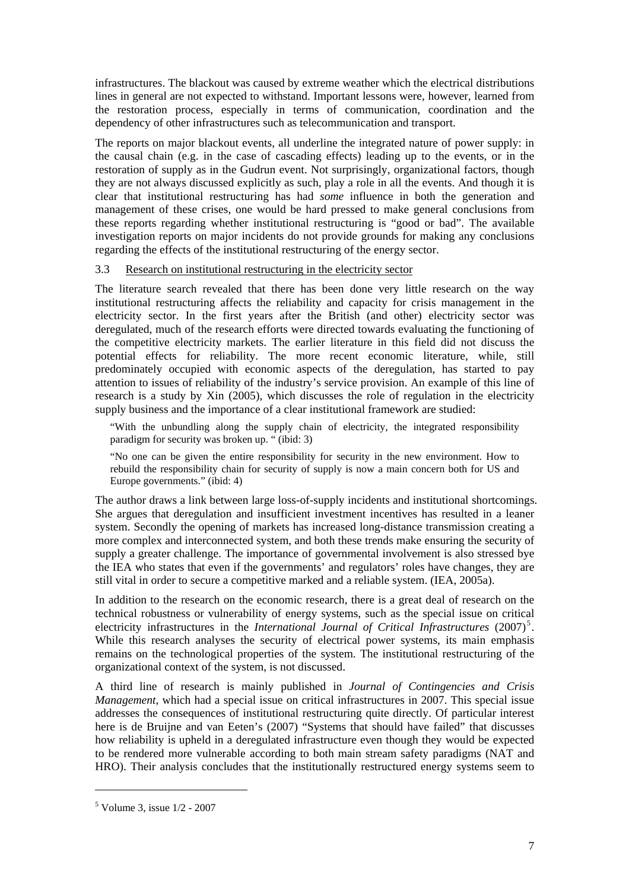infrastructures. The blackout was caused by extreme weather which the electrical distributions lines in general are not expected to withstand. Important lessons were, however, learned from the restoration process, especially in terms of communication, coordination and the dependency of other infrastructures such as telecommunication and transport.

The reports on major blackout events, all underline the integrated nature of power supply: in the causal chain (e.g. in the case of cascading effects) leading up to the events, or in the restoration of supply as in the Gudrun event. Not surprisingly, organizational factors, though they are not always discussed explicitly as such, play a role in all the events. And though it is clear that institutional restructuring has had *some* influence in both the generation and management of these crises, one would be hard pressed to make general conclusions from these reports regarding whether institutional restructuring is "good or bad". The available investigation reports on major incidents do not provide grounds for making any conclusions regarding the effects of the institutional restructuring of the energy sector.

### 3.3 Research on institutional restructuring in the electricity sector

The literature search revealed that there has been done very little research on the way institutional restructuring affects the reliability and capacity for crisis management in the electricity sector. In the first years after the British (and other) electricity sector was deregulated, much of the research efforts were directed towards evaluating the functioning of the competitive electricity markets. The earlier literature in this field did not discuss the potential effects for reliability. The more recent economic literature, while, still predominately occupied with economic aspects of the deregulation, has started to pay attention to issues of reliability of the industry's service provision. An example of this line of research is a study by Xin (2005), which discusses the role of regulation in the electricity supply business and the importance of a clear institutional framework are studied:

> "With the unbundling along the supply chain of electricity, the integrated responsibility paradigm for security was broken up. " (ibid: 3)
>
> "No one can be given the entire responsibility for security in the new environment. How to rebuild the responsibility chain for security of supply is now a main concern both for US and Europe governments." (ibid: 4)

The author draws a link between large loss-of-supply incidents and institutional shortcomings. She argues that deregulation and insufficient investment incentives has resulted in a leaner system. Secondly the opening of markets has increased long-distance transmission creating a more complex and interconnected system, and both these trends make ensuring the security of supply a greater challenge. The importance of governmental involvement is also stressed bye the IEA who states that even if the governments' and regulators' roles have changes, they are still vital in order to secure a competitive marked and a reliable system. (IEA, 2005a).

In addition to the research on the economic research, there is a great deal of research on the technical robustness or vulnerability of energy systems, such as the special issue on critical electricity infrastructures in the *International Journal of Critical Infrastructures* (2007)[5]. While this research analyses the security of electrical power systems, its main emphasis remains on the technological properties of the system. The institutional restructuring of the organizational context of the system, is not discussed.

A third line of research is mainly published in *Journal of Contingencies and Crisis Management*, which had a special issue on critical infrastructures in 2007. This special issue addresses the consequences of institutional restructuring quite directly. Of particular interest here is de Bruijne and van Eeten's (2007) "Systems that should have failed" that discusses how reliability is upheld in a deregulated infrastructure even though they would be expected to be rendered more vulnerable according to both main stream safety paradigms (NAT and HRO). Their analysis concludes that the institutionally restructured energy systems seem to

---

[5] Volume 3, issue 1/2 - 2007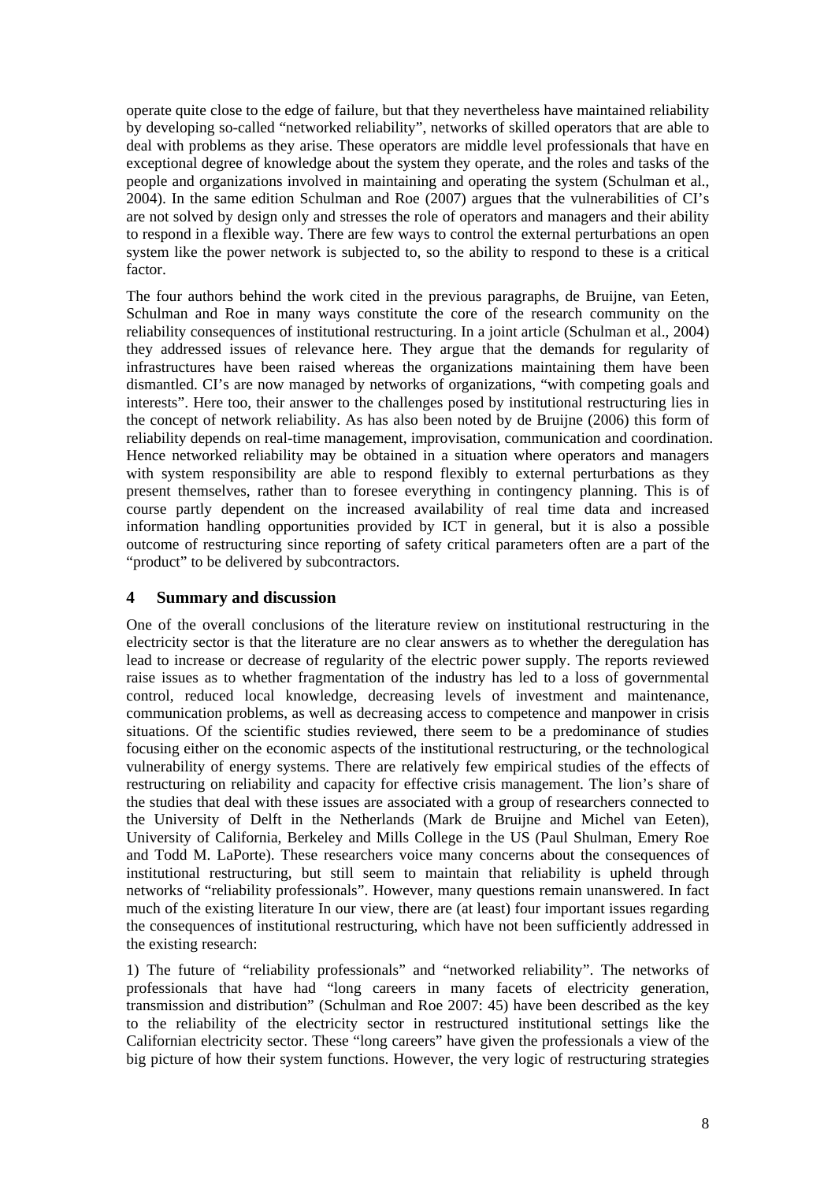operate quite close to the edge of failure, but that they nevertheless have maintained reliability by developing so-called "networked reliability", networks of skilled operators that are able to deal with problems as they arise. These operators are middle level professionals that have en exceptional degree of knowledge about the system they operate, and the roles and tasks of the people and organizations involved in maintaining and operating the system (Schulman et al., 2004). In the same edition Schulman and Roe (2007) argues that the vulnerabilities of CI's are not solved by design only and stresses the role of operators and managers and their ability to respond in a flexible way. There are few ways to control the external perturbations an open system like the power network is subjected to, so the ability to respond to these is a critical factor.

The four authors behind the work cited in the previous paragraphs, de Bruijne, van Eeten, Schulman and Roe in many ways constitute the core of the research community on the reliability consequences of institutional restructuring. In a joint article (Schulman et al., 2004) they addressed issues of relevance here. They argue that the demands for regularity of infrastructures have been raised whereas the organizations maintaining them have been dismantled. CI's are now managed by networks of organizations, "with competing goals and interests". Here too, their answer to the challenges posed by institutional restructuring lies in the concept of network reliability. As has also been noted by de Bruijne (2006) this form of reliability depends on real-time management, improvisation, communication and coordination. Hence networked reliability may be obtained in a situation where operators and managers with system responsibility are able to respond flexibly to external perturbations as they present themselves, rather than to foresee everything in contingency planning. This is of course partly dependent on the increased availability of real time data and increased information handling opportunities provided by ICT in general, but it is also a possible outcome of restructuring since reporting of safety critical parameters often are a part of the "product" to be delivered by subcontractors.

## 4 Summary and discussion

One of the overall conclusions of the literature review on institutional restructuring in the electricity sector is that the literature are no clear answers as to whether the deregulation has lead to increase or decrease of regularity of the electric power supply. The reports reviewed raise issues as to whether fragmentation of the industry has led to a loss of governmental control, reduced local knowledge, decreasing levels of investment and maintenance, communication problems, as well as decreasing access to competence and manpower in crisis situations. Of the scientific studies reviewed, there seem to be a predominance of studies focusing either on the economic aspects of the institutional restructuring, or the technological vulnerability of energy systems. There are relatively few empirical studies of the effects of restructuring on reliability and capacity for effective crisis management. The lion's share of the studies that deal with these issues are associated with a group of researchers connected to the University of Delft in the Netherlands (Mark de Bruijne and Michel van Eeten), University of California, Berkeley and Mills College in the US (Paul Shulman, Emery Roe and Todd M. LaPorte). These researchers voice many concerns about the consequences of institutional restructuring, but still seem to maintain that reliability is upheld through networks of "reliability professionals". However, many questions remain unanswered. In fact much of the existing literature In our view, there are (at least) four important issues regarding the consequences of institutional restructuring, which have not been sufficiently addressed in the existing research:

1) The future of "reliability professionals" and "networked reliability". The networks of professionals that have had "long careers in many facets of electricity generation, transmission and distribution" (Schulman and Roe 2007: 45) have been described as the key to the reliability of the electricity sector in restructured institutional settings like the Californian electricity sector. These "long careers" have given the professionals a view of the big picture of how their system functions. However, the very logic of restructuring strategies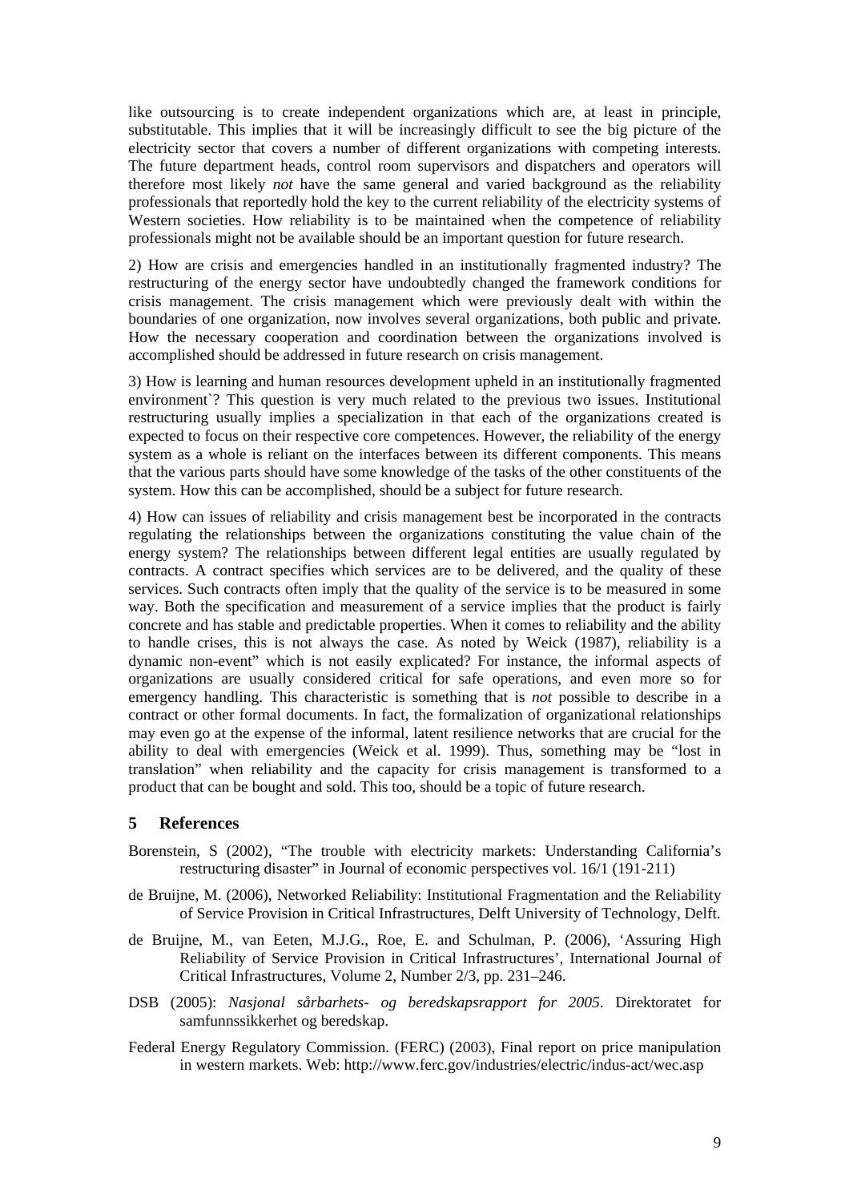like outsourcing is to create independent organizations which are, at least in principle, substitutable. This implies that it will be increasingly difficult to see the big picture of the electricity sector that covers a number of different organizations with competing interests. The future department heads, control room supervisors and dispatchers and operators will therefore most likely *not* have the same general and varied background as the reliability professionals that reportedly hold the key to the current reliability of the electricity systems of Western societies. How reliability is to be maintained when the competence of reliability professionals might not be available should be an important question for future research.

2) How are crisis and emergencies handled in an institutionally fragmented industry? The restructuring of the energy sector have undoubtedly changed the framework conditions for crisis management. The crisis management which were previously dealt with within the boundaries of one organization, now involves several organizations, both public and private. How the necessary cooperation and coordination between the organizations involved is accomplished should be addressed in future research on crisis management.

3) How is learning and human resources development upheld in an institutionally fragmented environment`? This question is very much related to the previous two issues. Institutional restructuring usually implies a specialization in that each of the organizations created is expected to focus on their respective core competences. However, the reliability of the energy system as a whole is reliant on the interfaces between its different components. This means that the various parts should have some knowledge of the tasks of the other constituents of the system. How this can be accomplished, should be a subject for future research.

4) How can issues of reliability and crisis management best be incorporated in the contracts regulating the relationships between the organizations constituting the value chain of the energy system? The relationships between different legal entities are usually regulated by contracts. A contract specifies which services are to be delivered, and the quality of these services. Such contracts often imply that the quality of the service is to be measured in some way. Both the specification and measurement of a service implies that the product is fairly concrete and has stable and predictable properties. When it comes to reliability and the ability to handle crises, this is not always the case. As noted by Weick (1987), reliability is a dynamic non-event" which is not easily explicated? For instance, the informal aspects of organizations are usually considered critical for safe operations, and even more so for emergency handling. This characteristic is something that is *not* possible to describe in a contract or other formal documents. In fact, the formalization of organizational relationships may even go at the expense of the informal, latent resilience networks that are crucial for the ability to deal with emergencies (Weick et al. 1999). Thus, something may be "lost in translation" when reliability and the capacity for crisis management is transformed to a product that can be bought and sold. This too, should be a topic of future research.

## 5 References

Borenstein, S (2002), "The trouble with electricity markets: Understanding California's restructuring disaster" in Journal of economic perspectives vol. 16/1 (191-211)

de Bruijne, M. (2006), Networked Reliability: Institutional Fragmentation and the Reliability of Service Provision in Critical Infrastructures, Delft University of Technology, Delft.

de Bruijne, M., van Eeten, M.J.G., Roe, E. and Schulman, P. (2006), 'Assuring High Reliability of Service Provision in Critical Infrastructures', International Journal of Critical Infrastructures, Volume 2, Number 2/3, pp. 231–246.

DSB (2005): *Nasjonal sårbarhets- og beredskapsrapport for 2005*. Direktoratet for samfunnssikkerhet og beredskap.

Federal Energy Regulatory Commission. (FERC) (2003), Final report on price manipulation in western markets. Web: http://www.ferc.gov/industries/electric/indus-act/wec.asp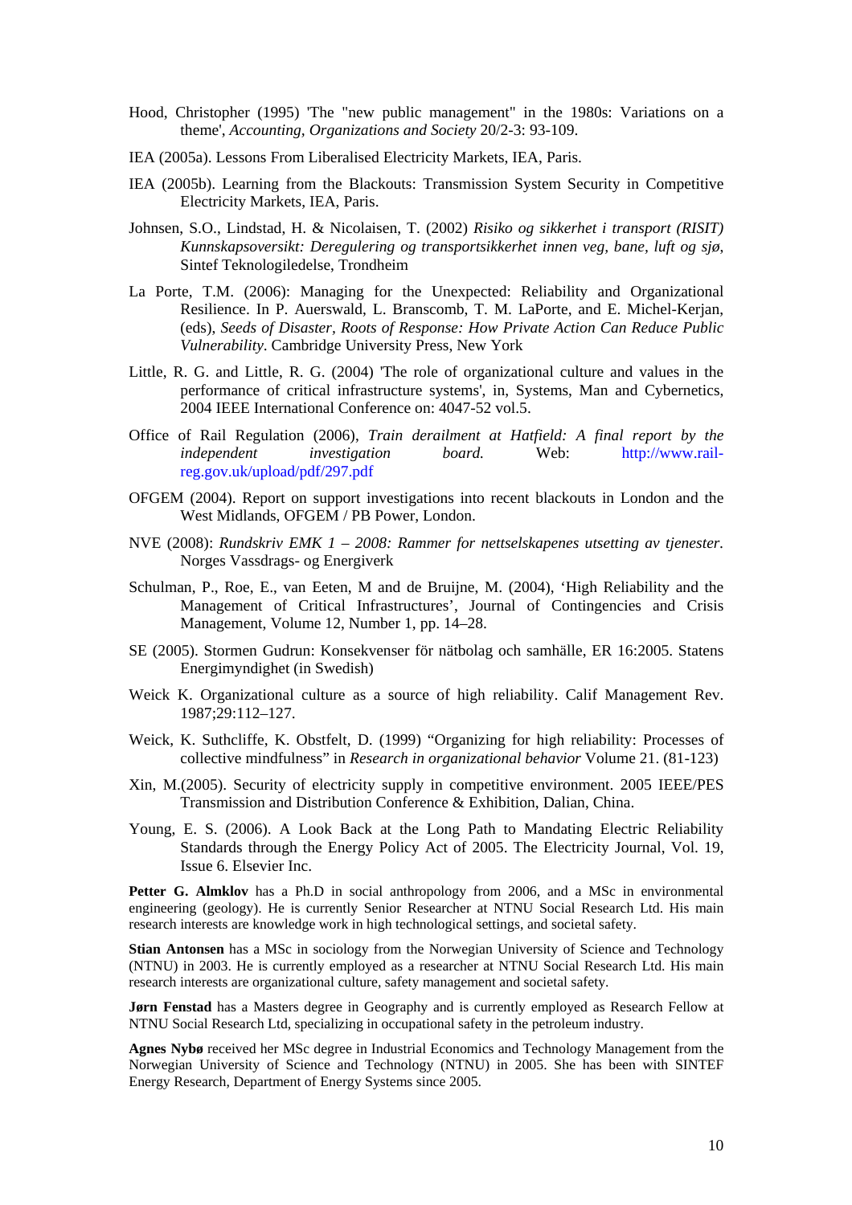Hood, Christopher (1995) 'The "new public management" in the 1980s: Variations on a theme', *Accounting, Organizations and Society* 20/2-3: 93-109.

IEA (2005a). Lessons From Liberalised Electricity Markets, IEA, Paris.

IEA (2005b). Learning from the Blackouts: Transmission System Security in Competitive Electricity Markets, IEA, Paris.

Johnsen, S.O., Lindstad, H. & Nicolaisen, T. (2002) *Risiko og sikkerhet i transport (RISIT) Kunnskapsoversikt: Deregulering og transportsikkerhet innen veg, bane, luft og sjø*, Sintef Teknologiledelse, Trondheim

La Porte, T.M. (2006): Managing for the Unexpected: Reliability and Organizational Resilience. In P. Auerswald, L. Branscomb, T. M. LaPorte, and E. Michel-Kerjan, (eds), *Seeds of Disaster, Roots of Response: How Private Action Can Reduce Public Vulnerability*. Cambridge University Press, New York

Little, R. G. and Little, R. G. (2004) 'The role of organizational culture and values in the performance of critical infrastructure systems', in, Systems, Man and Cybernetics, 2004 IEEE International Conference on: 4047-52 vol.5.

Office of Rail Regulation (2006), *Train derailment at Hatfield: A final report by the independent investigation board.* Web: http://www.rail-reg.gov.uk/upload/pdf/297.pdf

OFGEM (2004). Report on support investigations into recent blackouts in London and the West Midlands, OFGEM / PB Power, London.

NVE (2008): *Rundskriv EMK 1 – 2008: Rammer for nettselskapenes utsetting av tjenester.* Norges Vassdrags- og Energiverk

Schulman, P., Roe, E., van Eeten, M and de Bruijne, M. (2004), 'High Reliability and the Management of Critical Infrastructures', Journal of Contingencies and Crisis Management, Volume 12, Number 1, pp. 14–28.

SE (2005). Stormen Gudrun: Konsekvenser för nätbolag och samhälle, ER 16:2005. Statens Energimyndighet (in Swedish)

Weick K. Organizational culture as a source of high reliability. Calif Management Rev. 1987;29:112–127.

Weick, K. Suthcliffe, K. Obstfelt, D. (1999) "Organizing for high reliability: Processes of collective mindfulness" in *Research in organizational behavior* Volume 21. (81-123)

Xin, M.(2005). Security of electricity supply in competitive environment. 2005 IEEE/PES Transmission and Distribution Conference & Exhibition, Dalian, China.

Young, E. S. (2006). A Look Back at the Long Path to Mandating Electric Reliability Standards through the Energy Policy Act of 2005. The Electricity Journal, Vol. 19, Issue 6. Elsevier Inc.

**Petter G. Almklov** has a Ph.D in social anthropology from 2006, and a MSc in environmental engineering (geology). He is currently Senior Researcher at NTNU Social Research Ltd. His main research interests are knowledge work in high technological settings, and societal safety.

**Stian Antonsen** has a MSc in sociology from the Norwegian University of Science and Technology (NTNU) in 2003. He is currently employed as a researcher at NTNU Social Research Ltd. His main research interests are organizational culture, safety management and societal safety.

**Jørn Fenstad** has a Masters degree in Geography and is currently employed as Research Fellow at NTNU Social Research Ltd, specializing in occupational safety in the petroleum industry.

**Agnes Nybø** received her MSc degree in Industrial Economics and Technology Management from the Norwegian University of Science and Technology (NTNU) in 2005. She has been with SINTEF Energy Research, Department of Energy Systems since 2005.